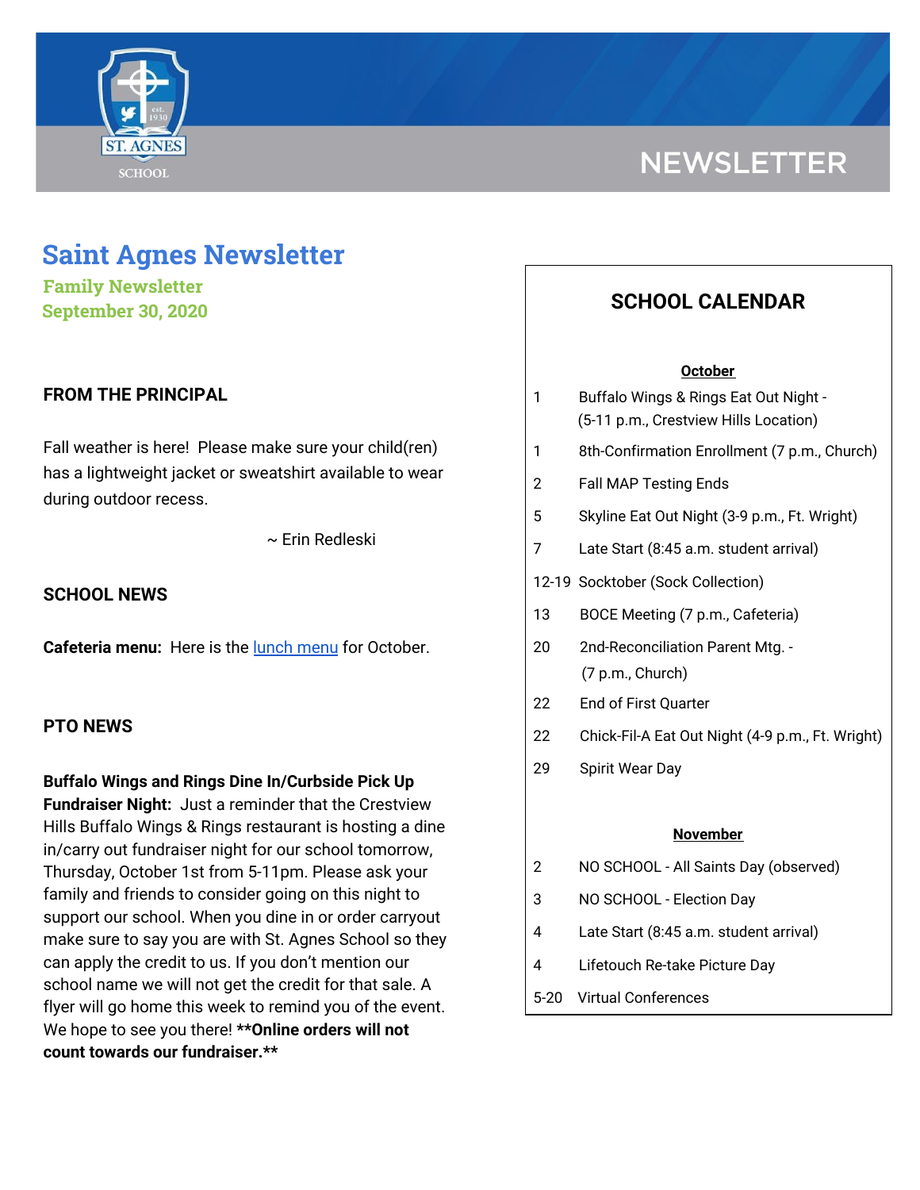NEWSLETTER

# Saint Agnes Newsletter

**Family Newsletter**
**September 30, 2020**

## FROM THE PRINCIPAL

Fall weather is here! Please make sure your child(ren) has a lightweight jacket or sweatshirt available to wear during outdoor recess.

~ Erin Redleski

## SCHOOL NEWS

**Cafeteria menu:** Here is the lunch menu for October.

## PTO NEWS

**Buffalo Wings and Rings Dine In/Curbside Pick Up Fundraiser Night:** Just a reminder that the Crestview Hills Buffalo Wings & Rings restaurant is hosting a dine in/carry out fundraiser night for our school tomorrow, Thursday, October 1st from 5-11pm. Please ask your family and friends to consider going on this night to support our school. When you dine in or order carryout make sure to say you are with St. Agnes School so they can apply the credit to us. If you don't mention our school name we will not get the credit for that sale. A flyer will go home this week to remind you of the event. We hope to see you there! **\*\*Online orders will not count towards our fundraiser.\*\***

## SCHOOL CALENDAR

**October**

| | |
|---|---|
| 1 | Buffalo Wings & Rings Eat Out Night - (5-11 p.m., Crestview Hills Location) |
| 1 | 8th-Confirmation Enrollment (7 p.m., Church) |
| 2 | Fall MAP Testing Ends |
| 5 | Skyline Eat Out Night (3-9 p.m., Ft. Wright) |
| 7 | Late Start (8:45 a.m. student arrival) |
| 12-19 | Socktober (Sock Collection) |
| 13 | BOCE Meeting (7 p.m., Cafeteria) |
| 20 | 2nd-Reconciliation Parent Mtg. - (7 p.m., Church) |
| 22 | End of First Quarter |
| 22 | Chick-Fil-A Eat Out Night (4-9 p.m., Ft. Wright) |
| 29 | Spirit Wear Day |

**November**

| | |
|---|---|
| 2 | NO SCHOOL - All Saints Day (observed) |
| 3 | NO SCHOOL - Election Day |
| 4 | Late Start (8:45 a.m. student arrival) |
| 4 | Lifetouch Re-take Picture Day |
| 5-20 | Virtual Conferences |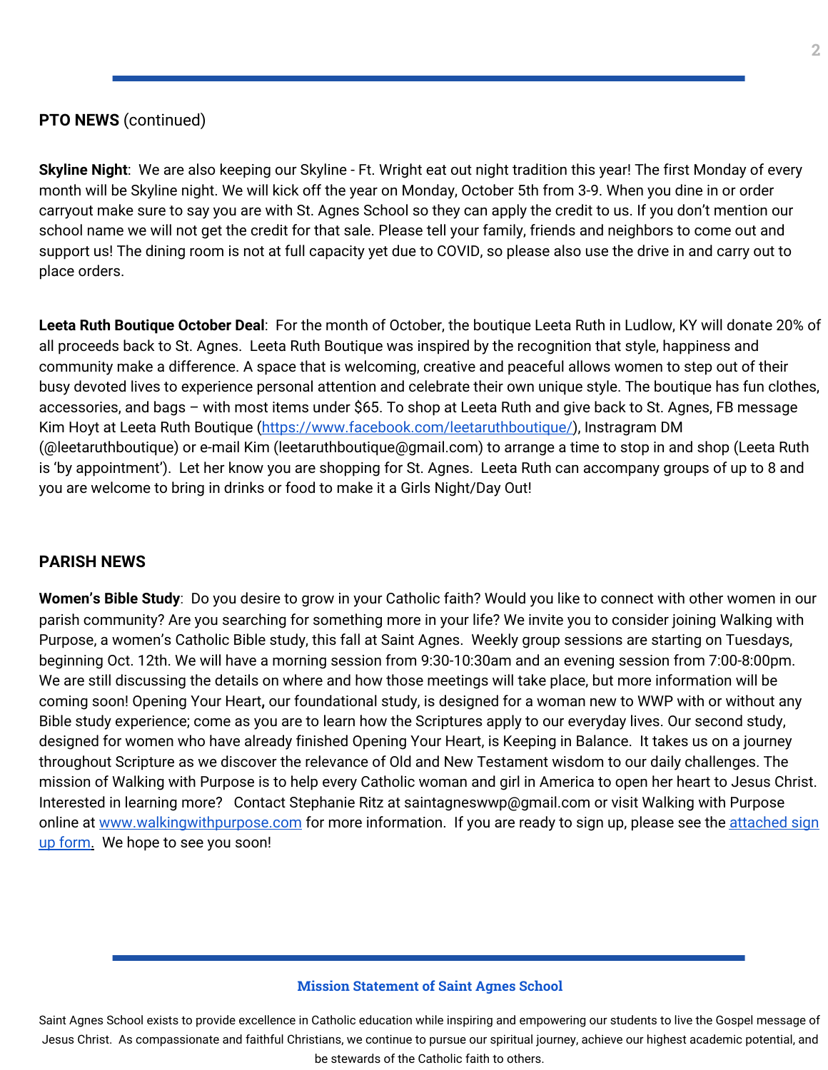**PTO NEWS** (continued)

**Skyline Night**: We are also keeping our Skyline - Ft. Wright eat out night tradition this year! The first Monday of every month will be Skyline night. We will kick off the year on Monday, October 5th from 3-9. When you dine in or order carryout make sure to say you are with St. Agnes School so they can apply the credit to us. If you don't mention our school name we will not get the credit for that sale. Please tell your family, friends and neighbors to come out and support us! The dining room is not at full capacity yet due to COVID, so please also use the drive in and carry out to place orders.

**Leeta Ruth Boutique October Deal**: For the month of October, the boutique Leeta Ruth in Ludlow, KY will donate 20% of all proceeds back to St. Agnes. Leeta Ruth Boutique was inspired by the recognition that style, happiness and community make a difference. A space that is welcoming, creative and peaceful allows women to step out of their busy devoted lives to experience personal attention and celebrate their own unique style. The boutique has fun clothes, accessories, and bags – with most items under $65. To shop at Leeta Ruth and give back to St. Agnes, FB message Kim Hoyt at Leeta Ruth Boutique ([https://www.facebook.com/leetaruthboutique/](https://www.facebook.com/leetaruthboutique/)), Instragram DM (@leetaruthboutique) or e-mail Kim (leetaruthboutique@gmail.com) to arrange a time to stop in and shop (Leeta Ruth is 'by appointment'). Let her know you are shopping for St. Agnes. Leeta Ruth can accompany groups of up to 8 and you are welcome to bring in drinks or food to make it a Girls Night/Day Out!

**PARISH NEWS**

**Women's Bible Study**: Do you desire to grow in your Catholic faith? Would you like to connect with other women in our parish community? Are you searching for something more in your life? We invite you to consider joining Walking with Purpose, a women's Catholic Bible study, this fall at Saint Agnes. Weekly group sessions are starting on Tuesdays, beginning Oct. 12th. We will have a morning session from 9:30-10:30am and an evening session from 7:00-8:00pm. We are still discussing the details on where and how those meetings will take place, but more information will be coming soon! Opening Your Heart**,** our foundational study, is designed for a woman new to WWP with or without any Bible study experience; come as you are to learn how the Scriptures apply to our everyday lives. Our second study, designed for women who have already finished Opening Your Heart, is Keeping in Balance. It takes us on a journey throughout Scripture as we discover the relevance of Old and New Testament wisdom to our daily challenges. The mission of Walking with Purpose is to help every Catholic woman and girl in America to open her heart to Jesus Christ. Interested in learning more? Contact Stephanie Ritz at saintagneswwp@gmail.com or visit Walking with Purpose online at [www.walkingwithpurpose.com](www.walkingwithpurpose.com) for more information. If you are ready to sign up, please see the [attached sign up form](attached sign up form). We hope to see you soon!

**Mission Statement of Saint Agnes School**

Saint Agnes School exists to provide excellence in Catholic education while inspiring and empowering our students to live the Gospel message of Jesus Christ. As compassionate and faithful Christians, we continue to pursue our spiritual journey, achieve our highest academic potential, and be stewards of the Catholic faith to others.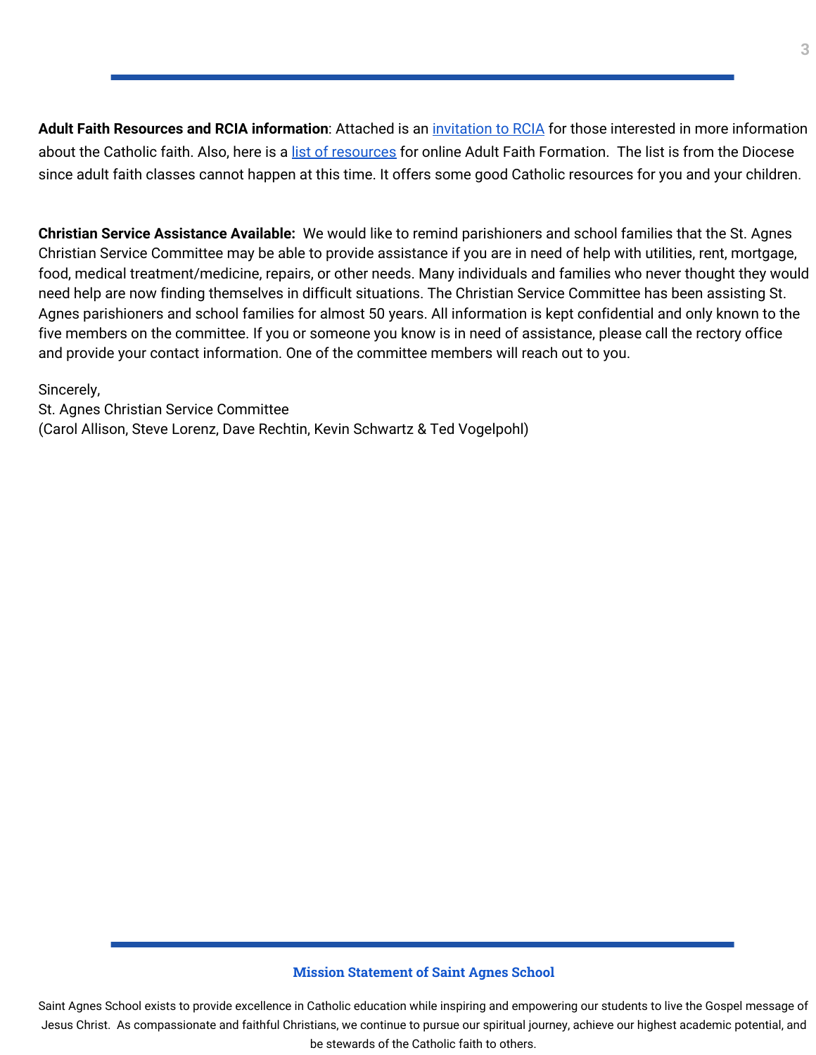**Adult Faith Resources and RCIA information**: Attached is an invitation to RCIA for those interested in more information about the Catholic faith. Also, here is a list of resources for online Adult Faith Formation. The list is from the Diocese since adult faith classes cannot happen at this time. It offers some good Catholic resources for you and your children.

**Christian Service Assistance Available:** We would like to remind parishioners and school families that the St. Agnes Christian Service Committee may be able to provide assistance if you are in need of help with utilities, rent, mortgage, food, medical treatment/medicine, repairs, or other needs. Many individuals and families who never thought they would need help are now finding themselves in difficult situations. The Christian Service Committee has been assisting St. Agnes parishioners and school families for almost 50 years. All information is kept confidential and only known to the five members on the committee. If you or someone you know is in need of assistance, please call the rectory office and provide your contact information. One of the committee members will reach out to you.

Sincerely,
St. Agnes Christian Service Committee
(Carol Allison, Steve Lorenz, Dave Rechtin, Kevin Schwartz & Ted Vogelpohl)

**Mission Statement of Saint Agnes School**

Saint Agnes School exists to provide excellence in Catholic education while inspiring and empowering our students to live the Gospel message of Jesus Christ. As compassionate and faithful Christians, we continue to pursue our spiritual journey, achieve our highest academic potential, and be stewards of the Catholic faith to others.